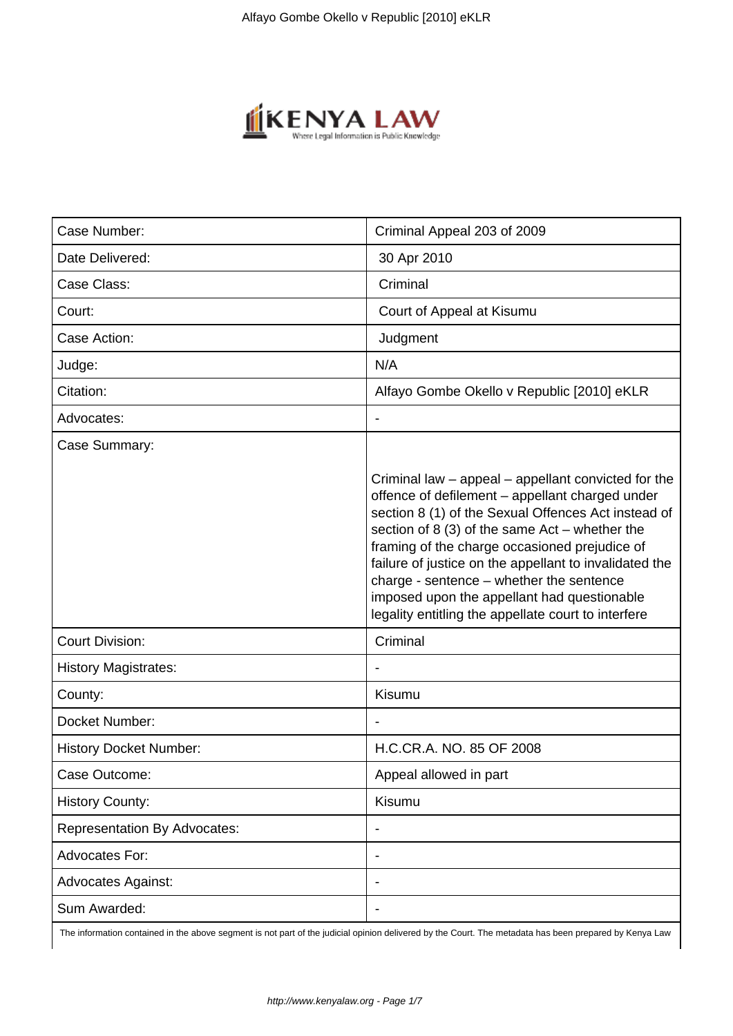| Case Number: | Criminal Appeal 203 of 2009 |
| --- | --- |
| Date Delivered: | 30 Apr 2010 |
| Case Class: | Criminal |
| Court: | Court of Appeal at Kisumu |
| Case Action: | Judgment |
| Judge: | N/A |
| Citation: | Alfayo Gombe Okello v Republic [2010] eKLR |
| Advocates: | - |
| Case Summary: | Criminal law – appeal – appellant convicted for the offence of defilement – appellant charged under section 8 (1) of the Sexual Offences Act instead of section of 8 (3) of the same Act – whether the framing of the charge occasioned prejudice of failure of justice on the appellant to invalidated the charge - sentence – whether the sentence imposed upon the appellant had questionable legality entitling the appellate court to interfere |
| Court Division: | Criminal |
| History Magistrates: | - |
| County: | Kisumu |
| Docket Number: | - |
| History Docket Number: | H.C.CR.A. NO. 85 OF 2008 |
| Case Outcome: | Appeal allowed in part |
| History County: | Kisumu |
| Representation By Advocates: | - |
| Advocates For: | - |
| Advocates Against: | - |
| Sum Awarded: | - |

The information contained in the above segment is not part of the judicial opinion delivered by the Court. The metadata has been prepared by Kenya Law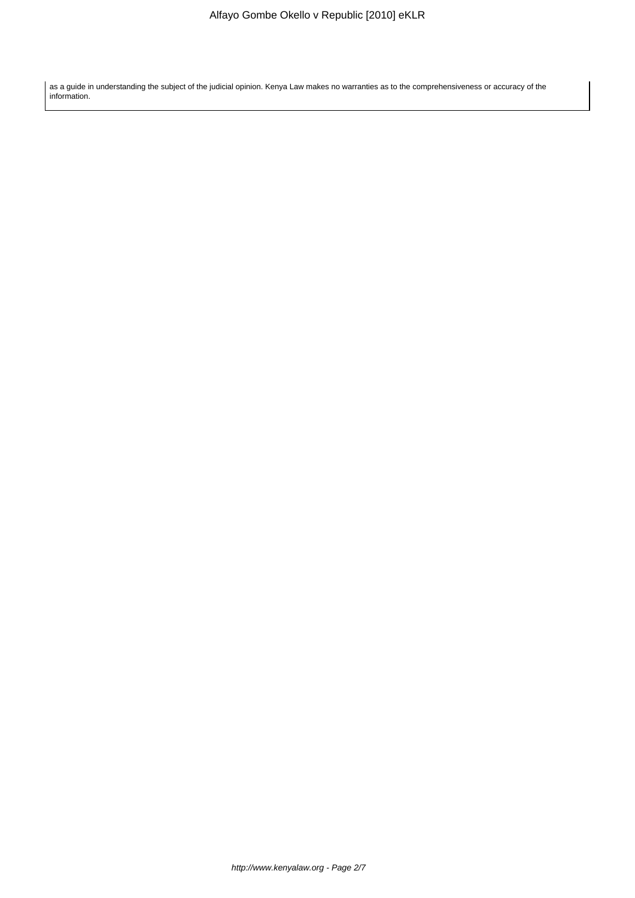as a guide in understanding the subject of the judicial opinion. Kenya Law makes no warranties as to the comprehensiveness or accuracy of the information.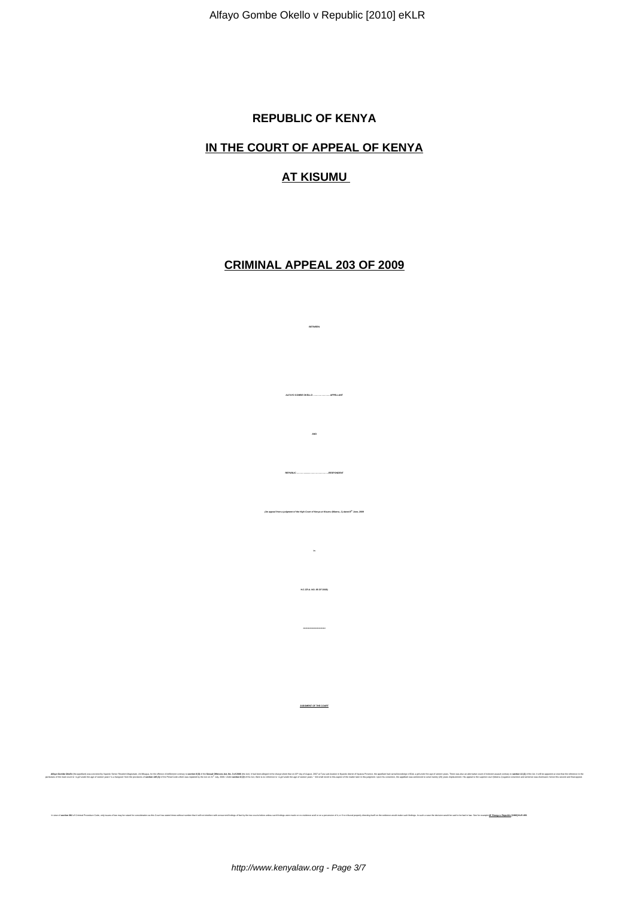# REPUBLIC OF KENYA

## IN THE COURT OF APPEAL OF KENYA

## AT KISUMU

## CRIMINAL APPEAL 203 OF 2009

**BETWEEN**

**ALFAYO GOMBE OKELLO ……………………… APPELLANT**

**AND**

**REPUBLIC …………………………………….. RESPONDENT**

***(An appeal from a judgment of the High Court of Kenya at Kisumu (Mwera, J.) dated 5th June, 2009***

***in***

***H.C.CR.A. NO. 85 OF 2008)***

**\*\*\*\*\*\*\*\*\*\*\*\*\*\*\*\*\*\*\*\*\*\*\***

**JUDGMENT OF THE COURT**

**Alfayo Gombe Okello** (the appellant) was convicted by Nyando Senior Resident Magistrate, J.A. Mbogua, for the offence of defilement contrary to **section 8 (3)** of the **Sexual Offences Act, No. 3 of 2006** (the Act). It had been alleged in the charge sheet that on 23rd day of August, 2007 at Tura sub-location in Nyando district of Nyanza Province, the appellant had carnal knowledge of B.A. a girl under the age of sixteen years. There was also an alternative count of indecent assault contrary to **section 11 (1)** of the Act. It will be apparent at once that the reference in the particulars of the main count to 'a girl under the age of sixteen years' is a hangover from the provisions of **section 145 (1)** of the Penal Code which was repealed by the Act on 21st July, 2006. Under **section 8 (3)** of the Act, there is no reference to 'a girl under the age of sixteen years.' We shall revert to this aspect of the matter later in this judgment. Upon his conviction, the appellant was sentenced to serve twenty (20) years imprisonment. His appeal to the superior court (Mwera, J.) against conviction and sentence was dismissed; hence this second and final appeal.

In view of **section 361** of Criminal Procedure Code, only issues of law may be raised for consideration as this Court has stated times without number that it will not interfere with concurrent findings of fact by the two courts below unless such findings were made on no evidence at all or on a perversion of it, or if no tribunal properly directing itself on the evidence would make such findings. In such a case the decision would be said to be bad in law. See for example ***M'Riungu v Republic* [1983] KLR 455**.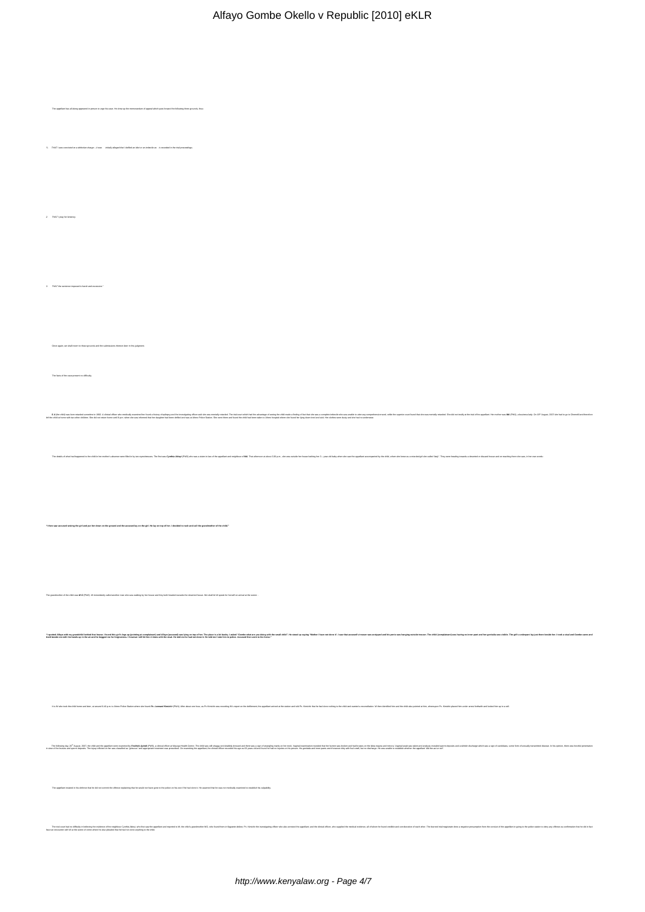The appellant has all along appeared in person to urge his case. He drew up the memorandum of appeal which puts forward the following three grounds, thus:

1. THAT I was convicted on a defective charge....it was initially alleged that I defiled an idiot or an imbecile as is recorded in the trial proceedings

2. THAT I pray for leniency.

3. THAT the sentence imposed is harsh and excessive."

Once again, we shall revert to these grounds and the submissions thereon later in this judgment.

The facts of the case present no difficulty.

E.A (the child) was born retarded sometime in 1993. A clinical officer who medically examined her found a history of epilepsy and the investigating officer said she was mentally retarded. The trial court which had the advantage of seeing the child made a finding of fact that she was a complete imbecile who was unable to utter any comprehensive word, while the superior court found that she was mentally retarded. She did not testify at the trial of the appellant. Her mother was **Md** (PW2), a business lady. On 19th August, 2007 she had to go to Obondo and therefore left the child at home with two other children. She did not return home until 8 p.m. when she was informed that her daughter had been defiled and was at Ahero Police Station. She went there and found the child had been taken to Ahero hospital where she found her lying down tired and sick. Her clothes were dusty and she had no underwear.

The details of what had happened to the child in her mother's absence were filled in by two eyewitnesses. The first was ***Cynthia Akinyi*** (PW3) who was a sister-in-law of the appellant and neighbour of **Md**. That afternoon at about 3.30 p.m., she was outside her house bathing her 5 ...-year old baby when she saw the appellant accompanied by the child, whom she knew as a mentally-ill girl she called "lady". They were heading towards a deserted or disused house and on reaching there she was, in her own words:

**"I then saw accused seizing the girl and put her down on the ground and the accused lay on the girl. He lay on top of her. I decided to rush and call the grandmother of the child."**

The grandmother of the child was **W.O** (PW2). W immediately called another man who was walking by her house and they both headed towards the deserted house. We shall let W speak for herself on arrival at the scene:

**"I spotted Alfayo with my grandchild behind that house. I found the girl's legs up (pointing at complainant) and Alfayo (accused) was lying on top of her. The place is a bit bushy. I asked "Gombe what are you doing with the small child?". He stood up saying "Mother I have not done it". I saw that accused's trouser was unzipped and his penis was hanging outside trouser. The child (complainant) was having no inner pant and her genitalia was visible. The girl's underpant lay just there beside her. I took a stool and Gombe came and knelt beside me with his hands up in the air and he begged me for forgiveness. I however still hit him 4 times with the stool. He told me he had not done it. He told me I take him to police. Accused then went to his home."**

It is W who took the child home and later, at around 5.00 p.m. to Ahero Police Station where she found ***Pc. Leonard Kimetto*** (PW4). After about one hour, as Pc Kimetto was recording W's report on the defilement, the appellant arrived at the station and told Pc. Kimetto that he had done nothing to the child and wanted a reconciliation. W then identified him and the child also pointed at him, whereupon Pc. Kimetto placed him under arrest forthwith and locked him up in a cell.

The following day, 20th August, 2007, the child and the appellant were examined by ***Fredrick Ayiedi*** (PW5), a clinical officer at Masogo Health Centre. The child was still shaggy and totally dressed and there was a sign of strangling marks on the neck. Vaginal examination revealed that the hymen was broken and had bruises on the labia majora and minora. Vaginal swab was taken and analysis revealed sperm deposits and a whitish discharge which was a sign of candidiasis, some form of sexually transmitted disease. In his opinion, there was forceful penetration in view of the bruises and sperm deposits. The injury inflicted on her was classified as "grievous" and appropriate treatment was prescribed. On examining the appellant, the clinical officer recorded his age as 63 years old and found he had no injuries on his person. His genitalia and inner pants were however dirty with foul smell, but no discharge. He was unable to establish whether the appellant "did the act or not".

The appellant insisted in his defence that he did not commit the offence explaining that he would not have gone to the police on his own if he had done it. He asserted that he was not medically examined to establish his culpability.

The trial court had no difficulty in believing the evidence of the neighbour Cynthia Akinyi, who first saw the appellant and reported to W, the child's grandmother (W2), who found them in flagrante delicto. Pc. Kimetto the investigating officer who also arrested the appellant, and the clinical officer, who supplied the medical evidence, all of whom he found credible and corroborative of each other. The learned trial magistrate drew a negative presumption from the conduct of the appellant in going to the police station to deny any offence as confirmation that he did in fact have an encounter with W at the scene of crime where he also pleaded that he had not done anything to the child.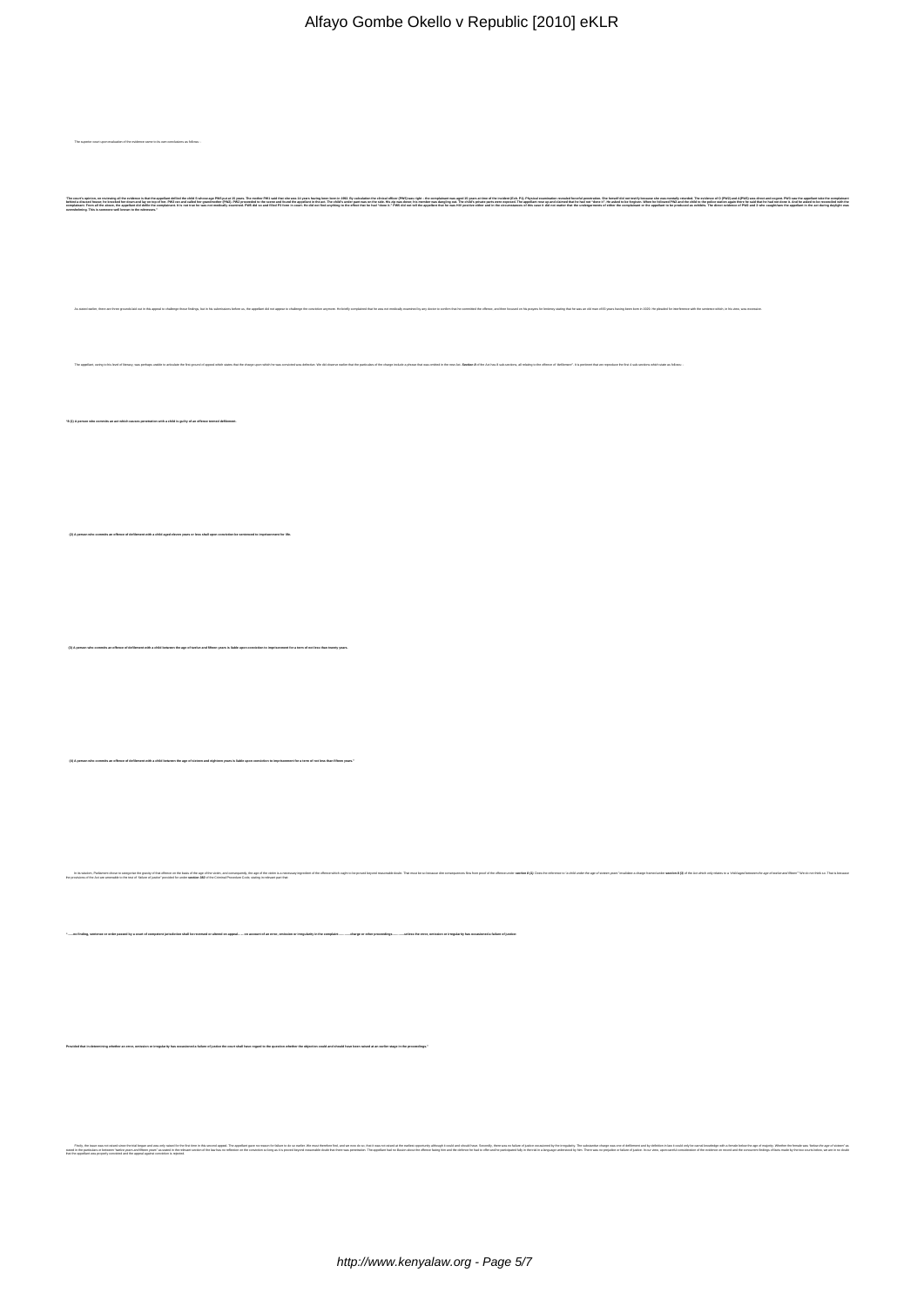The superior court upon revaluation of the evidence came to its own conclusions as follows:-

**"The court's opinion, on reviewing all the evidence is that the appellant defiled the child S whose age PW4 put at 15 years. The mother PW1 said that she was 14 years having been born in 1994. By calculation the clinical officer (PW2) was right – the complainant was aged 15 years at time of the incident (Exh. P1). Physical examination revealed forceful penetration. She herself did not testify because she was mentally retarded. The evidence of O (PW3) and A (PW5) was direct and cogent. PW3 saw the appellant take the complainant behind a disused house; he knocked her down and lay on top of her. PW3 ran and called her grandmother (PW5). PW5 proceeded to the scene and found the appellant in the act. The child's under pant was on the side. His zip was down; his member was dangling out. The child's private parts were exposed. The appellant rose up and claimed that he had not "done it". He asked to be forgiven. When he followed PW5 and the child to the police station again there he said that he had not done it. And he asked to be reconciled with the complainant. From all the above, the appellant did defile the complainant. It is not true he was not medically examined. PW8 did so and filled P3 form in court. He did not find anything to the effect that he had "done it." PW8 did not tell the appellant that he was HIV positive either and in the circumstances of this case it did not matter that the undergarments of either the complainant or the appellant to be produced as exhibits. The direct evidence of PW3 and 5 who caught/saw the appellant in the act during daylight was overwhelming. This is someone well known to the witnesses."**

As stated earlier, there are three grounds laid out in this appeal to challenge those findings, but in his submissions before us, the appellant did not appear to challenge the conviction anymore. He briefly complained that he was not medically examined by any doctor to confirm that he committed the offence, and then focused on his prayers for leniency stating that he was an old man of 63 years having been born in 1929. He pleaded for interference with the sentence which, in his view, was excessive.

The appellant, owing to his level of literacy, was perhaps unable to articulate the first ground of appeal which states that the charge upon which he was convicted was defective. We did observe earlier that the particulars of the charge include a phrase that was omitted in the text for *Section 8* of the Act has 4 sub-sections, all relating to the offence of "defilement". It is pertinent that we reproduce the first 4 sub-sections which state as follows:-

**"8.(1) A person who commits an act which causes penetration with a child is guilty of an offence termed defilement.**

**(2) A person who commits an offence of defilement with a child aged eleven years or less shall upon conviction be sentenced to imprisonment for life.**

**(3) A person who commits an offence of defilement with a child between the age of twelve and fifteen years is liable upon conviction to imprisonment for a term of not less than twenty years.**

**(4) A person who commits an offence of defilement with a child between the age of sixteen and eighteen years is liable upon conviction to imprisonment for a term of not less than fifteen years."**

In its wisdom, Parliament chose to categorize the gravity of that offence on the basis of the age of the victim, and consequently, the age of the victim is a necessary ingredient of the offence which ought to be proved beyond reasonable doubt. That must be so because dire consequences flow from proof of the offence under **section 8 (1)**. Does the reference to 'a child under the age of sixteen years' invalidate a charge framed under **section 8 (3)** of the Act which only relates to a 'child aged between the age of twelve and fifteen'? We do not think so. That is because the provisions of the Act are amenable to the test of "failure of justice" provided for under **section 382** of the Criminal Procedure Code, stating in relevant part that:

**"......no finding, sentence or order passed by a court of competent jurisdiction shall be reversed or altered on appeal...... on account of an error, omission or irregularity in the complaint..........charge or other proceedings..........unless the error, omission or irregularity has occasioned a failure of justice:**

**Provided that in determining whether an error, omission or irregularity has occasioned a failure of justice the court shall have regard to the question whether the objection could and should have been raised at an earlier stage in the proceedings."**

Firstly, the issue was not raised since the trial began and was only raised for the first time in this second appeal. The appellant gave no reason for failure to do so neither. We must therefore find, and we now do so, that it was not raised at the earliest opportunity although it could and should have. Secondly, there was no failure of justice occasioned by the irregularity. The substantive charge was one of defilement and by definition it can only relate to carnal knowledge with a female below the age of majority. Whether the female was 'below the age of sixteen' as stated in the particulars or between 'twelve years and fifteen years' as stated in the relevant section of the law has no reflection on the conviction so long as it is proved beyond reasonable doubt that there was penetration. The appellant had no illusion about the offence facing him and the defence he had to offer and he participated fully in the trial in a language understood by him. There was no prejudice or failure of justice. In our view, upon careful consideration of the evidence on record and the concurrent findings of facts made by the two courts below, we are in no doubt that the appellant was properly convicted and the appeal against conviction is rejected.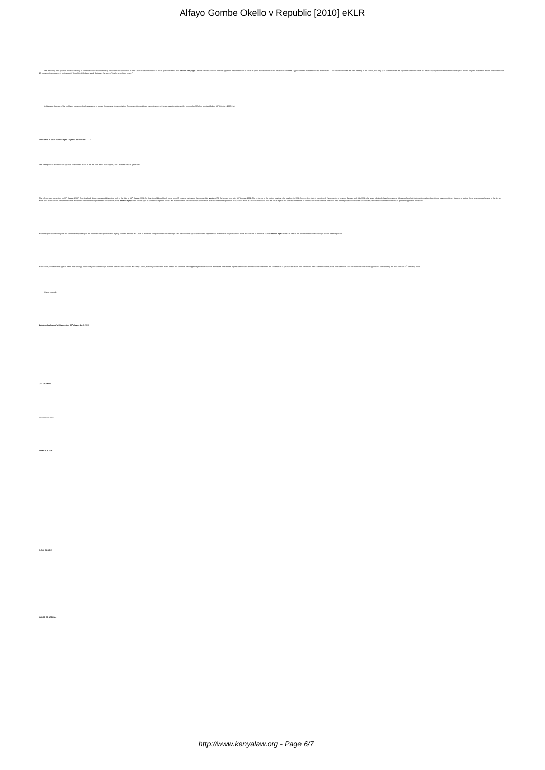The remaining two grounds relate to severity of sentence which would ordinarily be outside the jurisdiction of this Court on second appeal as it is a question of fact. See **section 361 (1) (a)** Criminal Procedure Code. But the appellant was sentenced to serve 20 years imprisonment on the basis that **section 8 (3)** provided for that sentence as a minimum. That would indeed be the plain reading of the section, but only if, as stated earlier, the age of the offender which is a necessary ingredient of the offence charged is proved beyond reasonable doubt. The sentence of 20 years minimum can only be imposed if the child defiled was aged *"between the ages of twelve and fifteen years."*

In this case, the age of the child was never medically assessed or proved through any documentation. The nearest the evidence came to proving the age was the statement by her mother Mbaheri who testified on 10th October, 2007 that:

**"This child in court is mine aged 15 years born in 1992……"**

The other piece of evidence on age was an estimate made in the P3 form dated 20th August, 2007 that she was 15 years old.

The offence was committed on 18th August, 2007. Counting back fifteen years would take the birth of the child to 18th August, 1992. So that, the child could only have been 15 years or below and therefore within **section 8 (3)** if she was born after 18th August 1992. The evidence of the mother was that she was born in 1992. No month or date is mentioned. If she was born between January and July 1992, she would obviously have been above 15 years of age but below sixteen when the offence was committed. It seems to us that there is an obvious lacuna in the Act as there is no provision for punishment where the child is between the age of fifteen and sixteen years. **Section 8 (4)** caters for the ages of sixteen to eighteen years. We must therefore take the construction which is favourable to the appellant. In our view, there is a reasonable doubt over the actual age of the child as at the time of commission of the offence. The onus was on the prosecution to clear such doubts, failure to which the benefit would go to the appellant. We so find.

It follows upon such finding that the sentence imposed upon the appellant had questionable legality and thus entitles this Court to interfere. The punishment for defiling a child between the age of sixteen and eighteen is a minimum of 15 years unless there are reasons to enhance it under **section 8 (4)** of the Act. That is the lawful sentence which ought to have been imposed.

In the result, we allow this appeal, which was strongly opposed by the state through learned Senior State Counsel, Ms. Mary Oundo, but only to the extent that it affects the sentence. The appeal against conviction is dismissed. The appeal against sentence is allowed to the extent that the sentence of 20 years is set aside and substituted with a sentence of 15 years. The sentence shall run from the date of the appellant's conviction by the trial court on 24th January, 2008.

It is so ordered.

***Dated and delivered at Kisumu this 30th day of April, 2010.***

**J.E. GICHERU**

……………………

**CHIEF JUSTICE**

**S.E.O. BOSIRE**

……………………

**JUDGE OF APPEAL**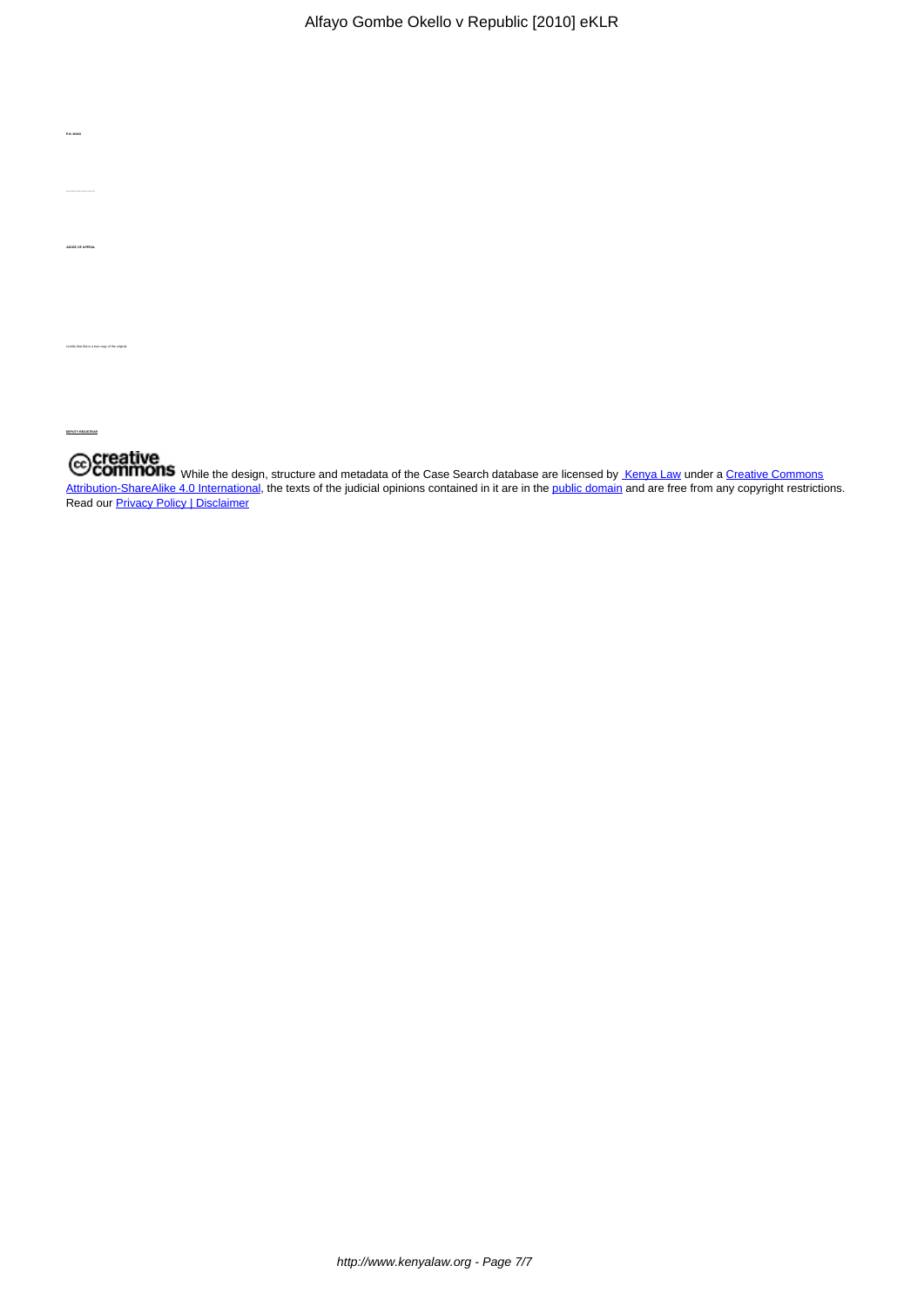P.N. WAKI

………………………

JUDGE OF APPEAL

I certify that this is a true copy of the original.

DEPUTY REGISTRAR

While the design, structure and metadata of the Case Search database are licensed by Kenya Law under a Creative Commons Attribution-ShareAlike 4.0 International, the texts of the judicial opinions contained in it are in the public domain and are free from any copyright restrictions. Read our Privacy Policy | Disclaimer